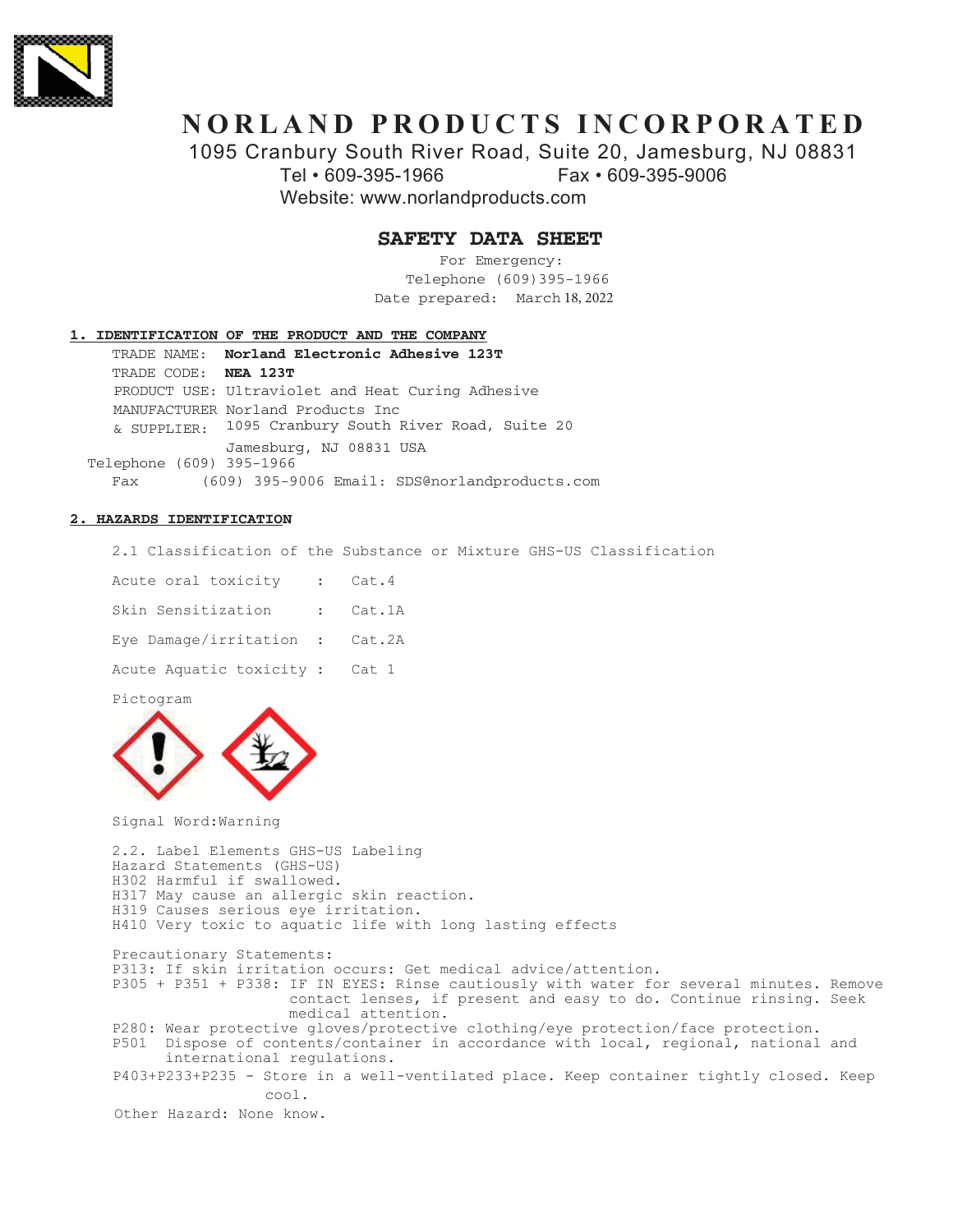# NORLAND PRODUCTS INCORPORATED

1095 Cranbury South River Road, Suite 20, Jamesburg, NJ 08831
Tel • 609-395-1966 Fax • 609-395-9006
Website: www.norlandproducts.com

## SAFETY DATA SHEET

For Emergency:
Telephone (609)395-1966
Date prepared: March 18, 2022

### 1. IDENTIFICATION OF THE PRODUCT AND THE COMPANY

TRADE NAME: **Norland Electronic Adhesive 123T**
TRADE CODE: **NEA 123T**
PRODUCT USE: Ultraviolet and Heat Curing Adhesive
MANUFACTURER & SUPPLIER: Norland Products Inc
1095 Cranbury South River Road, Suite 20
Jamesburg, NJ 08831 USA
Telephone (609) 395-1966
Fax (609) 395-9006 Email: SDS@norlandproducts.com

### 2. HAZARDS IDENTIFICATION

2.1 Classification of the Substance or Mixture GHS-US Classification

Acute oral toxicity : Cat.4

Skin Sensitization : Cat.1A

Eye Damage/irritation : Cat.2A

Acute Aquatic toxicity : Cat 1

Pictogram

Signal Word:Warning

2.2. Label Elements GHS-US Labeling
Hazard Statements (GHS-US)
H302 Harmful if swallowed.
H317 May cause an allergic skin reaction.
H319 Causes serious eye irritation.
H410 Very toxic to aquatic life with long lasting effects

Precautionary Statements:
P313: If skin irritation occurs: Get medical advice/attention.
P305 + P351 + P338: IF IN EYES: Rinse cautiously with water for several minutes. Remove contact lenses, if present and easy to do. Continue rinsing. Seek medical attention.
P280: Wear protective gloves/protective clothing/eye protection/face protection.
P501 Dispose of contents/container in accordance with local, regional, national and international regulations.
P403+P233+P235 - Store in a well-ventilated place. Keep container tightly closed. Keep cool.
Other Hazard: None know.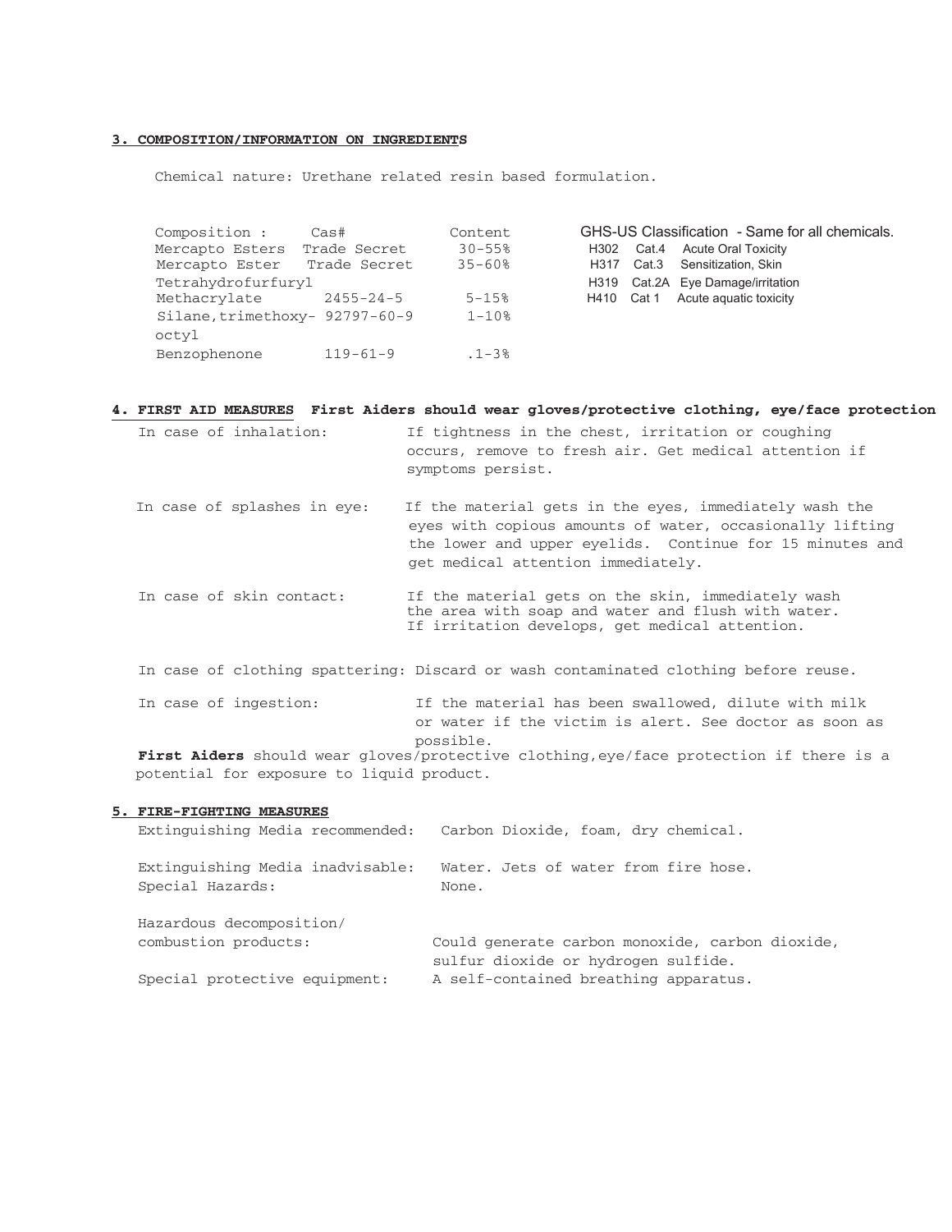## 3. COMPOSITION/INFORMATION ON INGREDIENTS

Chemical nature: Urethane related resin based formulation.

| Composition : | Cas# | Content |
|---|---|---|
| Mercapto Esters | Trade Secret | 30-55% |
| Mercapto Ester | Trade Secret | 35-60% |
| Tetrahydrofurfuryl Methacrylate | 2455-24-5 | 5-15% |
| Silane,trimethoxy-octyl | 92797-60-9 | 1-10% |
| Benzophenone | 119-61-9 | .1-3% |

GHS-US Classification - Same for all chemicals.

| | | |
|---|---|---|
| H302 | Cat.4 | Acute Oral Toxicity |
| H317 | Cat.3 | Sensitization, Skin |
| H319 | Cat.2A | Eye Damage/irritation |
| H410 | Cat 1 | Acute aquatic toxicity |

## 4. FIRST AID MEASURES First Aiders should wear gloves/protective clothing, eye/face protection

In case of inhalation: If tightness in the chest, irritation or coughing occurs, remove to fresh air. Get medical attention if symptoms persist.

In case of splashes in eye: If the material gets in the eyes, immediately wash the eyes with copious amounts of water, occasionally lifting the lower and upper eyelids. Continue for 15 minutes and get medical attention immediately.

In case of skin contact: If the material gets on the skin, immediately wash the area with soap and water and flush with water. If irritation develops, get medical attention.

In case of clothing spattering: Discard or wash contaminated clothing before reuse.

In case of ingestion: If the material has been swallowed, dilute with milk or water if the victim is alert. See doctor as soon as possible.

**First Aiders** should wear gloves/protective clothing,eye/face protection if there is a potential for exposure to liquid product.

## 5. FIRE-FIGHTING MEASURES

Extinguishing Media recommended: Carbon Dioxide, foam, dry chemical.

Extinguishing Media inadvisable: Water. Jets of water from fire hose.

Special Hazards: None.

Hazardous decomposition/ combustion products: Could generate carbon monoxide, carbon dioxide, sulfur dioxide or hydrogen sulfide.

Special protective equipment: A self-contained breathing apparatus.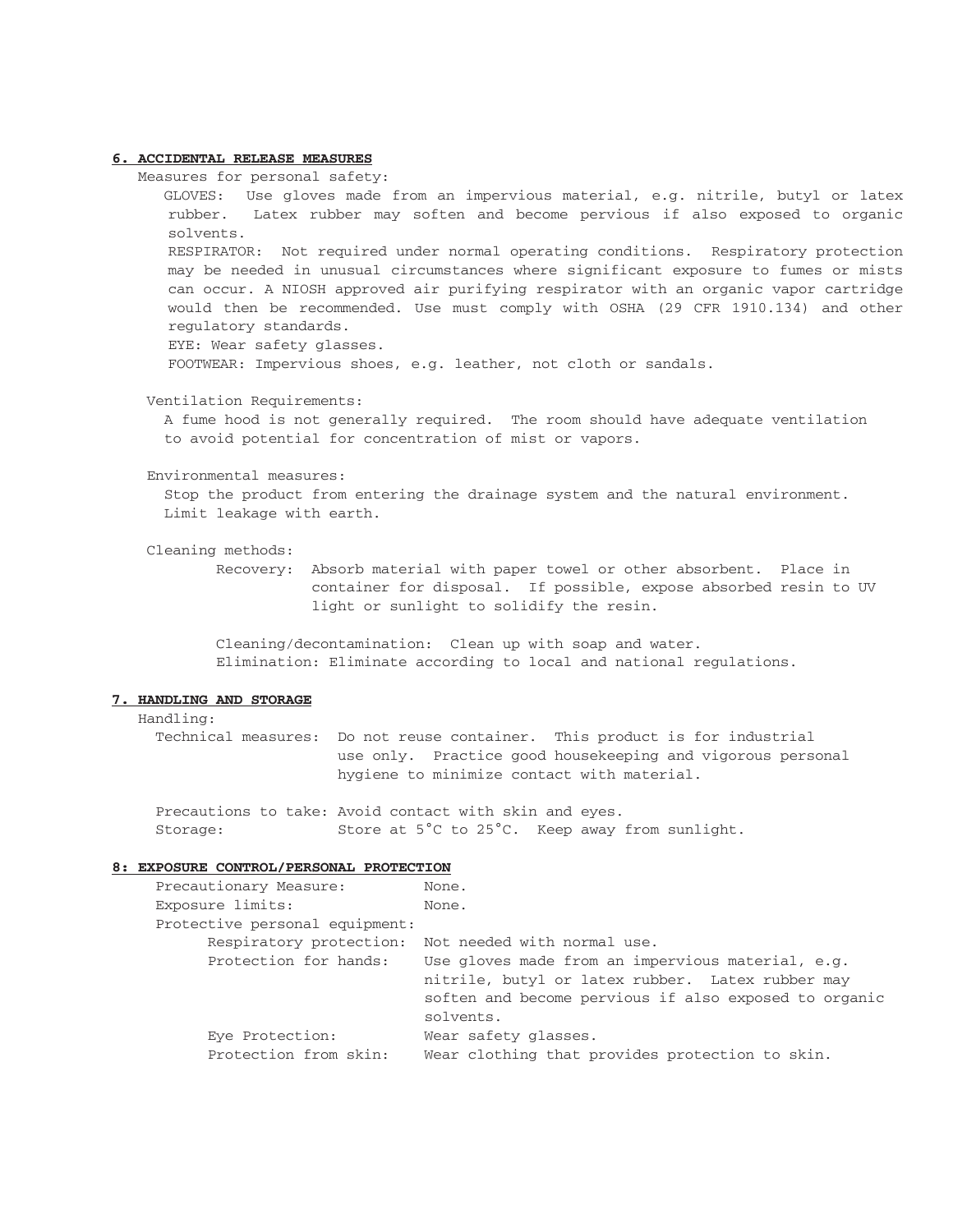## 6. ACCIDENTAL RELEASE MEASURES

Measures for personal safety:

GLOVES: Use gloves made from an impervious material, e.g. nitrile, butyl or latex rubber. Latex rubber may soften and become pervious if also exposed to organic solvents.

RESPIRATOR: Not required under normal operating conditions. Respiratory protection may be needed in unusual circumstances where significant exposure to fumes or mists can occur. A NIOSH approved air purifying respirator with an organic vapor cartridge would then be recommended. Use must comply with OSHA (29 CFR 1910.134) and other regulatory standards.

EYE: Wear safety glasses.

FOOTWEAR: Impervious shoes, e.g. leather, not cloth or sandals.

Ventilation Requirements:

A fume hood is not generally required. The room should have adequate ventilation to avoid potential for concentration of mist or vapors.

Environmental measures:

Stop the product from entering the drainage system and the natural environment. Limit leakage with earth.

Cleaning methods:

Recovery: Absorb material with paper towel or other absorbent. Place in container for disposal. If possible, expose absorbed resin to UV light or sunlight to solidify the resin.

Cleaning/decontamination: Clean up with soap and water.

Elimination: Eliminate according to local and national regulations.

## 7. HANDLING AND STORAGE

Handling:

Technical measures: Do not reuse container. This product is for industrial use only. Practice good housekeeping and vigorous personal hygiene to minimize contact with material.

Precautions to take: Avoid contact with skin and eyes.

Storage: Store at 5°C to 25°C. Keep away from sunlight.

## 8: EXPOSURE CONTROL/PERSONAL PROTECTION

Precautionary Measure: None.

Exposure limits: None.

Protective personal equipment:

- Respiratory protection: Not needed with normal use.
- Protection for hands: Use gloves made from an impervious material, e.g. nitrile, butyl or latex rubber. Latex rubber may soften and become pervious if also exposed to organic solvents.
- Eye Protection: Wear safety glasses.
- Protection from skin: Wear clothing that provides protection to skin.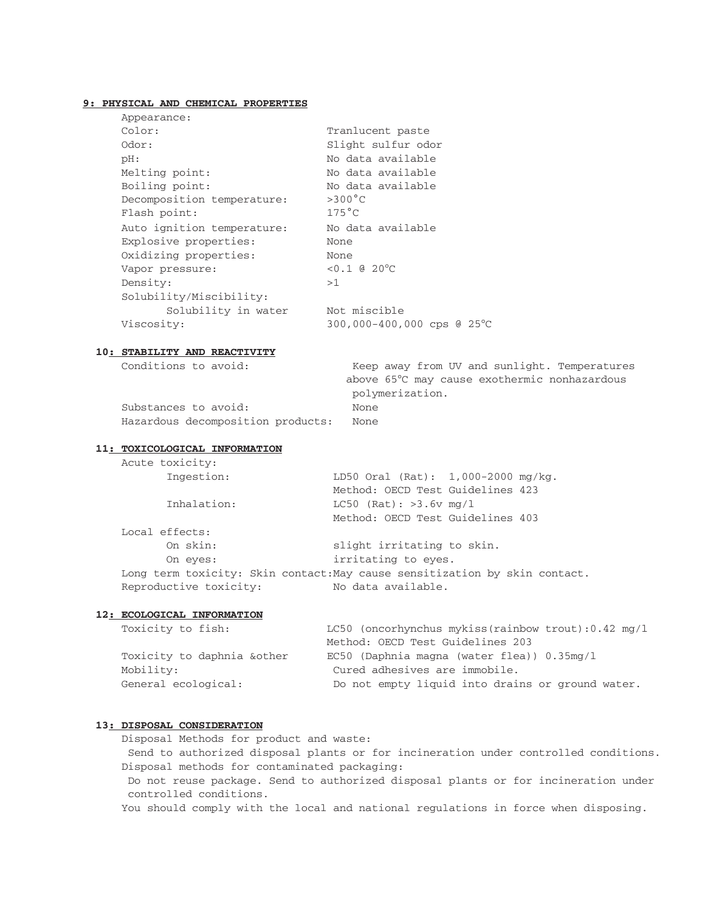## 9: PHYSICAL AND CHEMICAL PROPERTIES

| | |
|---|---|
| Appearance: | |
| Color: | Tranlucent paste |
| Odor: | Slight sulfur odor |
| pH: | No data available |
| Melting point: | No data available |
| Boiling point: | No data available |
| Decomposition temperature: | >300°C |
| Flash point: | 175°C |
| Auto ignition temperature: | No data available |
| Explosive properties: | None |
| Oxidizing properties: | None |
| Vapor pressure: | <0.1 @ 20°C |
| Density: | >1 |
| Solubility/Miscibility: | |
| Solubility in water | Not miscible |
| Viscosity: | 300,000-400,000 cps @ 25°C |

## 10: STABILITY AND REACTIVITY

| | |
|---|---|
| Conditions to avoid: | Keep away from UV and sunlight. Temperatures above 65°C may cause exothermic nonhazardous polymerization. |
| Substances to avoid: | None |
| Hazardous decomposition products: | None |

## 11: TOXICOLOGICAL INFORMATION

Acute toxicity:

| | |
|---|---|
| Ingestion: | LD50 Oral (Rat): 1,000-2000 mg/kg. Method: OECD Test Guidelines 423 |
| Inhalation: | LC50 (Rat): >3.6v mg/l Method: OECD Test Guidelines 403 |

Local effects:

| | |
|---|---|
| On skin: | slight irritating to skin. |
| On eyes: | irritating to eyes. |

Long term toxicity: Skin contact:May cause sensitization by skin contact.

Reproductive toxicity: No data available.

## 12: ECOLOGICAL INFORMATION

| | |
|---|---|
| Toxicity to fish: | LC50 (oncorhynchus mykiss(rainbow trout):0.42 mg/l Method: OECD Test Guidelines 203 |
| Toxicity to daphnia &other | EC50 (Daphnia magna (water flea)) 0.35mg/l |
| Mobility: | Cured adhesives are immobile. |
| General ecological: | Do not empty liquid into drains or ground water. |

## 13: DISPOSAL CONSIDERATION

Disposal Methods for product and waste:

Send to authorized disposal plants or for incineration under controlled conditions.

Disposal methods for contaminated packaging:

Do not reuse package. Send to authorized disposal plants or for incineration under controlled conditions.

You should comply with the local and national regulations in force when disposing.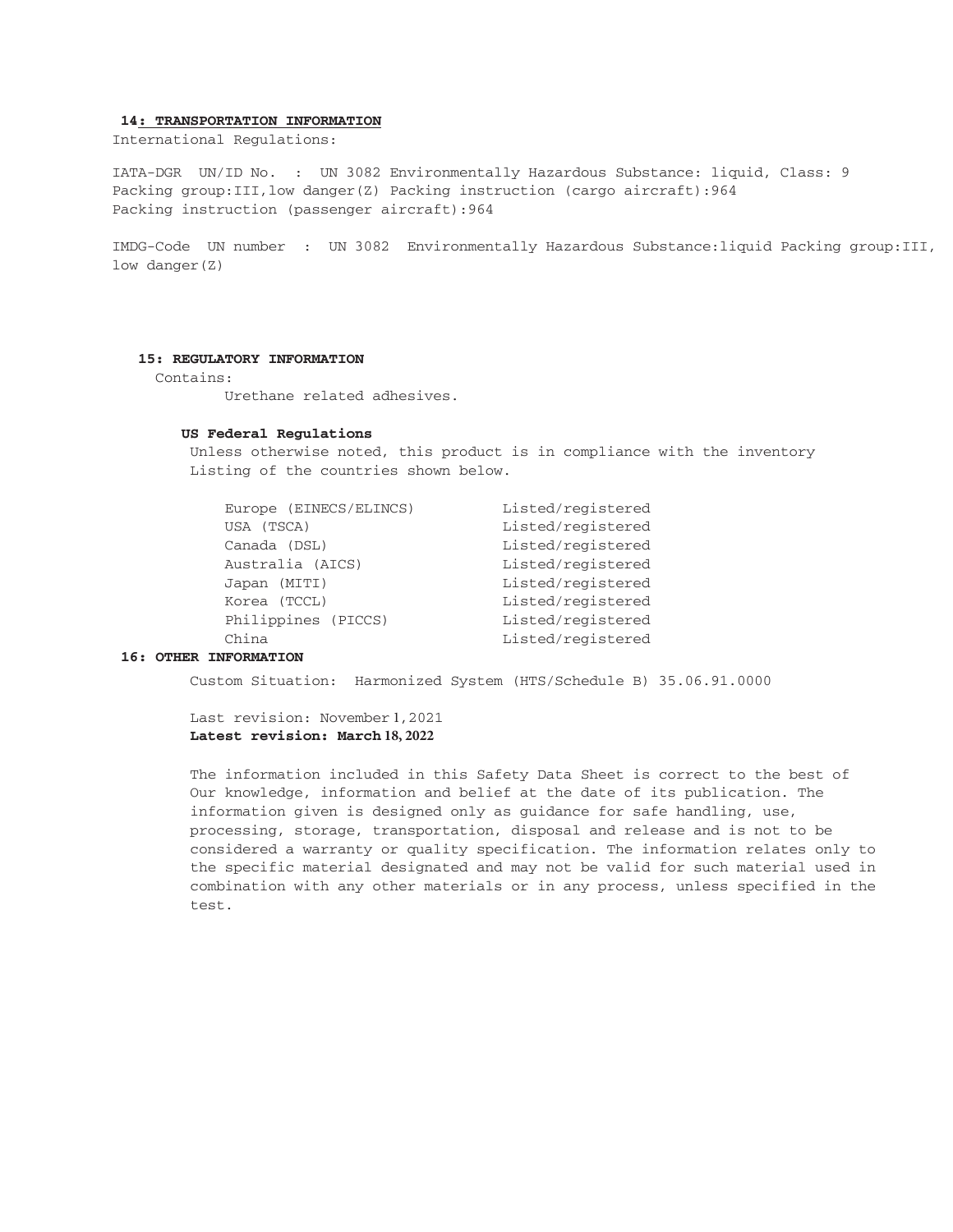## 14: TRANSPORTATION INFORMATION

International Regulations:

IATA-DGR UN/ID No. : UN 3082 Environmentally Hazardous Substance: liquid, Class: 9
Packing group:III,low danger(Z) Packing instruction (cargo aircraft):964
Packing instruction (passenger aircraft):964

IMDG-Code UN number : UN 3082 Environmentally Hazardous Substance:liquid Packing group:III, low danger(Z)

## 15: REGULATORY INFORMATION

Contains:

Urethane related adhesives.

### US Federal Regulations

Unless otherwise noted, this product is in compliance with the inventory Listing of the countries shown below.

| | |
|---|---|
| Europe (EINECS/ELINCS) | Listed/registered |
| USA (TSCA) | Listed/registered |
| Canada (DSL) | Listed/registered |
| Australia (AICS) | Listed/registered |
| Japan (MITI) | Listed/registered |
| Korea (TCCL) | Listed/registered |
| Philippines (PICCS) | Listed/registered |
| China | Listed/registered |

## 16: OTHER INFORMATION

Custom Situation: Harmonized System (HTS/Schedule B) 35.06.91.0000

Last revision: November 1,2021
**Latest revision: March 18, 2022**

The information included in this Safety Data Sheet is correct to the best of Our knowledge, information and belief at the date of its publication. The information given is designed only as guidance for safe handling, use, processing, storage, transportation, disposal and release and is not to be considered a warranty or quality specification. The information relates only to the specific material designated and may not be valid for such material used in combination with any other materials or in any process, unless specified in the test.